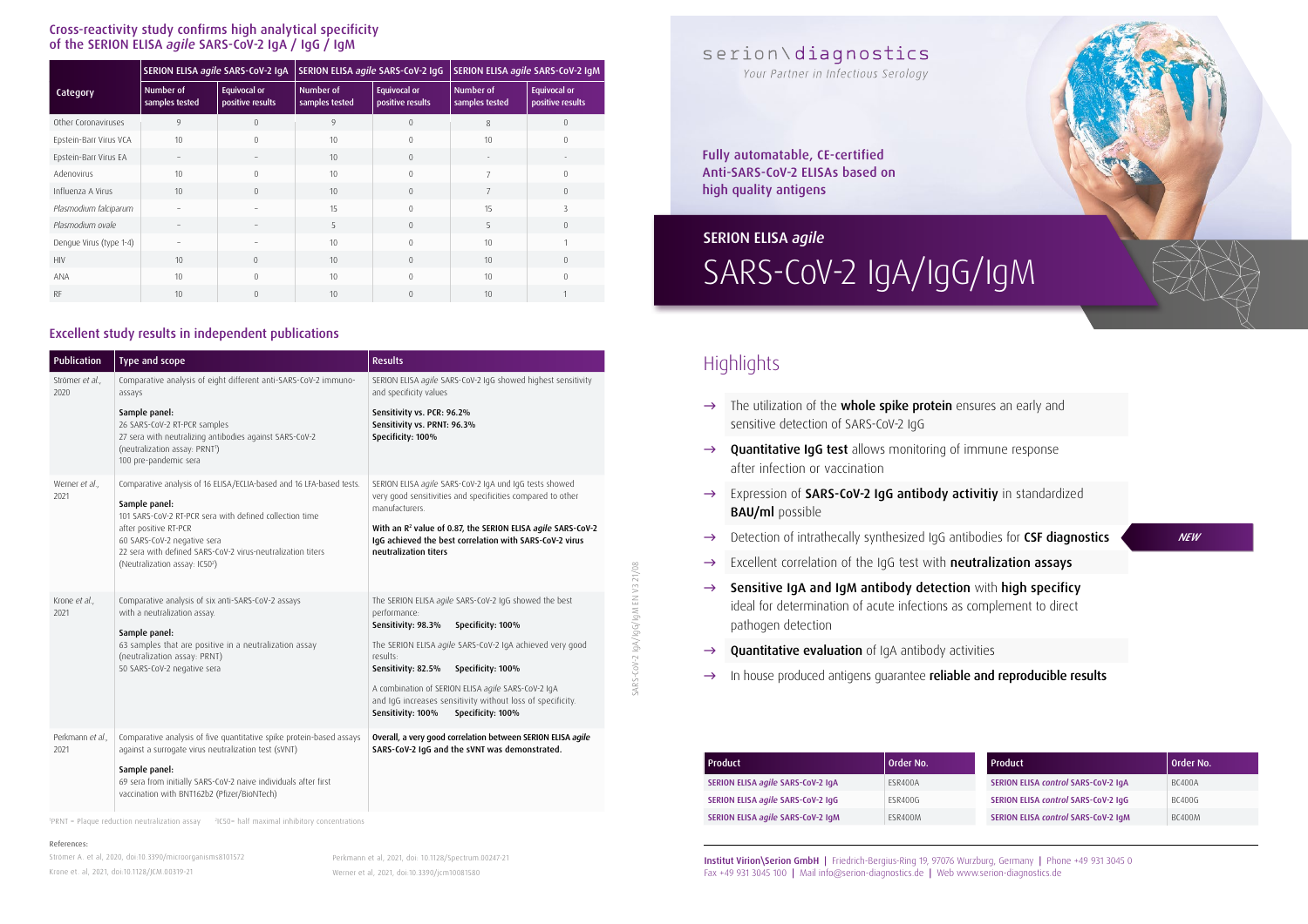## Cross-reactivity study confirms high analytical specificity of the SERION ELISA *agile* SARS-CoV-2 IgA / IgG / IgM

| Category | SERION ELISA *agile* SARS-CoV-2 IgA | | SERION ELISA *agile* SARS-CoV-2 IgG | | SERION ELISA *agile* SARS-CoV-2 IgM | |
|---|---|---|---|---|---|---|
| | Number of samples tested | Equivocal or positive results | Number of samples tested | Equivocal or positive results | Number of samples tested | Equivocal or positive results |
| Other Coronaviruses | 9 | 0 | 9 | 0 | 8 | 0 |
| Epstein-Barr Virus VCA | 10 | 0 | 10 | 0 | 10 | 0 |
| Epstein-Barr Virus EA | – | – | 10 | 0 | – | – |
| Adenovirus | 10 | 0 | 10 | 0 | 7 | 0 |
| Influenza A Virus | 10 | 0 | 10 | 0 | 7 | 0 |
| *Plasmodium falciparum* | – | – | 15 | 0 | 15 | 3 |
| *Plasmodium ovale* | – | – | 5 | 0 | 5 | 0 |
| Dengue Virus (type 1-4) | – | – | 10 | 0 | 10 | 1 |
| HIV | 10 | 0 | 10 | 0 | 10 | 0 |
| ANA | 10 | 0 | 10 | 0 | 10 | 0 |
| RF | 10 | 0 | 10 | 0 | 10 | 1 |

## Excellent study results in independent publications

| Publication | Type and scope | Results |
|---|---|---|
| Stromer *et al.*, 2020 | Comparative analysis of eight different anti-SARS-CoV-2 immuno-assays<br><br>**Sample panel:**<br>26 SARS-CoV-2 RT-PCR samples<br>27 sera with neutralizing antibodies against SARS-CoV-2 (neutralization assay: PRNT[1])<br>100 pre-pandemic sera | SERION ELISA *agile* SARS-CoV-2 IgG showed highest sensitivity and specificity values<br><br>**Sensitivity vs. PCR: 96.2%**<br>**Sensitivity vs. PRNT: 96.3%**<br>**Specificity: 100%** |
| Werner *et al.*, 2021 | Comparative analysis of 16 ELISA/ECLIA-based and 16 LFA-based tests.<br><br>**Sample panel:**<br>101 SARS-CoV-2 RT-PCR sera with defined collection time after positive RT-PCR<br>60 SARS-CoV-2 negative sera<br>22 sera with defined SARS-CoV-2 virus-neutralization titers (Neutralization assay: IC50[2]) | SERION ELISA *agile* SARS-CoV-2 IgA und IgG tests showed very good sensitivities and specificities compared to other manufacturers.<br><br>**With an $R^2$ value of 0.87, the SERION ELISA *agile* SARS-CoV-2 IgG achieved the best correlation with SARS-CoV-2 virus neutralization titers** |
| Krone *et al.*, 2021 | Comparative analysis of six anti-SARS-CoV-2 assays with a neutralization assay.<br><br>**Sample panel:**<br>63 samples that are positive in a neutralization assay (neutralization assay: PRNT)<br>50 SARS-CoV-2 negative sera | The SERION ELISA *agile* SARS-CoV-2 IgG showed the best performance:<br>**Sensitivity: 98.3% Specificity: 100%**<br><br>The SERION ELISA *agile* SARS-CoV-2 IgA achieved very good results:<br>**Sensitivity: 82.5% Specificity: 100%**<br><br>A combination of SERION ELISA *agile* SARS-CoV-2 IgA and IgG increases sensitivity without loss of specificity.<br>**Sensitivity: 100% Specificity: 100%** |
| Perkmann *et al.*, 2021 | Comparative analysis of five quantitative spike protein-based assays against a surrogate virus neutralization test (sVNT)<br><br>**Sample panel:**<br>69 sera from initially SARS-CoV-2 naive individuals after first vaccination with BNT162b2 (Pfizer/BioNTech) | **Overall, a very good correlation between SERION ELISA *agile* SARS-CoV-2 IgG and the sVNT was demonstrated.** |

[1]PRNT = Plaque reduction neutralization assay [2]IC50= half maximal inhibitory concentrations

References:

Stromer A. et al, 2020, doi:10.3390/microorganisms8101572

Krone et. al, 2021, doi:10.1128/JCM.00319-21

Perkmann et al, 2021, doi. 10.1128/Spectrum.00247-21

Werner et al, 2021, doi.10.3390/jcm10081580

SARS-CoV-2 IgA/IgG/IgM EN V3 21/08

serion\diagnostics

*Your Partner in Infectious Serology*

**Fully automatable, CE-certified Anti-SARS-CoV-2 ELISAs based on high quality antigens**

# SERION ELISA *agile*

# SARS-CoV-2 IgA/IgG/IgM

## Highlights

- → The utilization of the **whole spike protein** ensures an early and sensitive detection of SARS-CoV-2 IgG
- → **Quantitative IgG test** allows monitoring of immune response after infection or vaccination
- → Expression of **SARS-CoV-2 IgG antibody activitiy** in standardized **BAU/ml** possible
- → Detection of intrathecally synthesized IgG antibodies for **CSF diagnostics** *NEW*
- → Excellent correlation of the IgG test with **neutralization assays**
- → **Sensitive IgA and IgM antibody detection** with **high specificy** ideal for determination of acute infections as complement to direct pathogen detection
- → **Quantitative evaluation** of IgA antibody activities
- → In house produced antigens guarantee **reliable and reproducible results**

| Product | Order No. |
|---|---|
| SERION ELISA *agile* SARS-CoV-2 IgA | ESR400A |
| SERION ELISA *agile* SARS-CoV-2 IgG | ESR400G |
| SERION ELISA *agile* SARS-CoV-2 IgM | ESR400M |

| Product | Order No. |
|---|---|
| SERION ELISA *control* SARS-CoV-2 IgA | BC400A |
| SERION ELISA *control* SARS-CoV-2 IgG | BC400G |
| SERION ELISA *control* SARS-CoV-2 IgM | BC400M |

Institut Virion\Serion GmbH | Friedrich-Bergius-Ring 19, 97076 Würzburg, Germany | Phone +49 931 3045 0
Fax +49 931 3045 100 | Mail info@serion-diagnostics.de | Web www.serion-diagnostics.de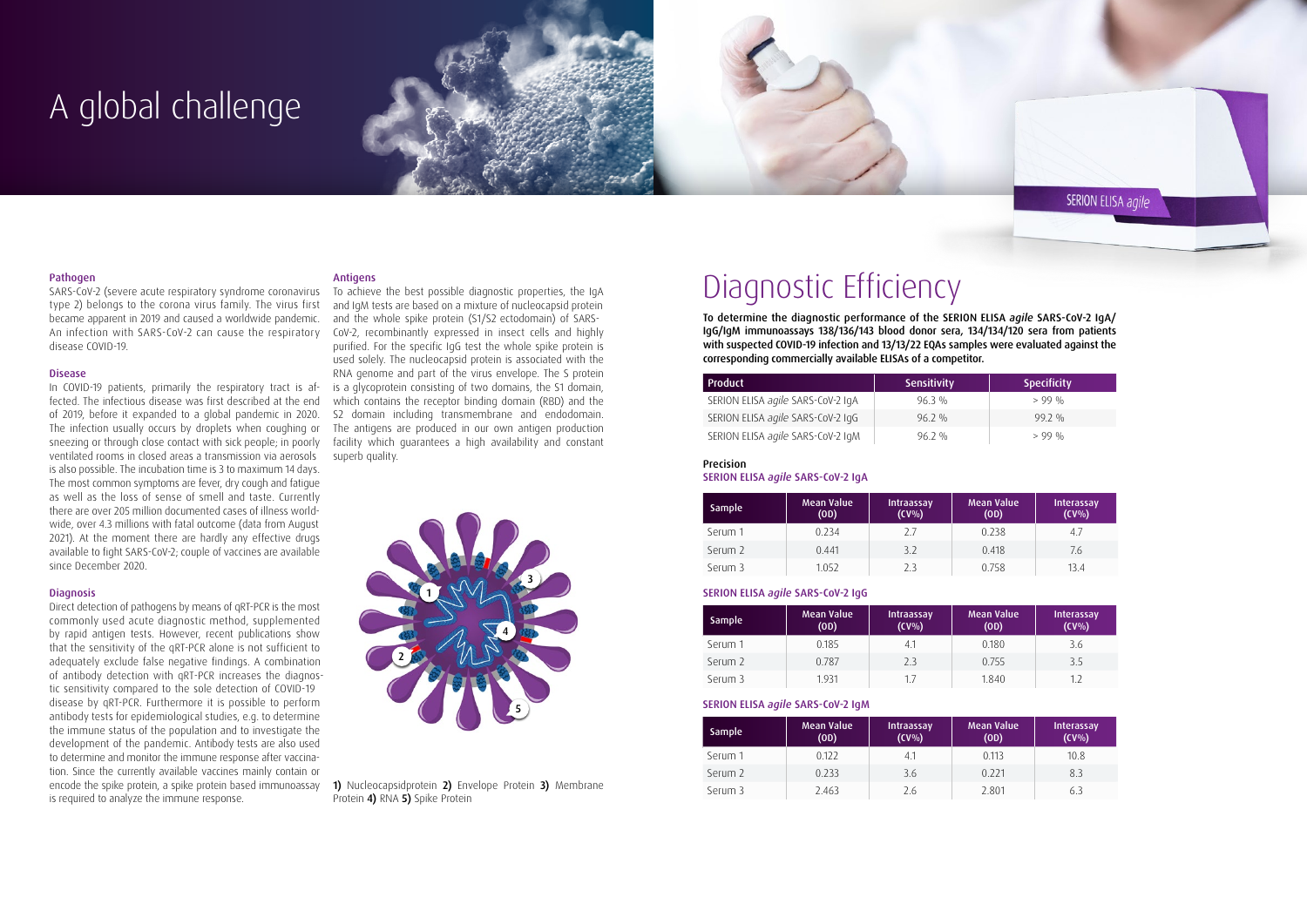# A global challenge

SERION ELISA *agile*

### Pathogen

SARS-CoV-2 (severe acute respiratory syndrome coronavirus type 2) belongs to the corona virus family. The virus first became apparent in 2019 and caused a worldwide pandemic. An infection with SARS-CoV-2 can cause the respiratory disease COVID-19.

### Disease

In COVID-19 patients, primarily the respiratory tract is affected. The infectious disease was first described at the end of 2019, before it expanded to a global pandemic in 2020. The infection usually occurs by droplets when coughing or sneezing or through close contact with sick people; in poorly ventilated rooms in closed areas a transmission via aerosols is also possible. The incubation time is 3 to maximum 14 days. The most common symptoms are fever, dry cough and fatigue as well as the loss of sense of smell and taste. Currently there are over 205 million documented cases of illness worldwide, over 4.3 millions with fatal outcome (data from August 2021). At the moment there are hardly any effective drugs available to fight SARS-CoV-2; couple of vaccines are available since December 2020.

### Diagnosis

Direct detection of pathogens by means of qRT-PCR is the most commonly used acute diagnostic method, supplemented by rapid antigen tests. However, recent publications show that the sensitivity of the qRT-PCR alone is not sufficient to adequately exclude false negative findings. A combination of antibody detection with qRT-PCR increases the diagnostic sensitivity compared to the sole detection of COVID-19 disease by qRT-PCR. Furthermore it is possible to perform antibody tests for epidemiological studies, e.g. to determine the immune status of the population and to investigate the development of the pandemic. Antibody tests are also used to determine and monitor the immune response after vaccination. Since the currently available vaccines mainly contain or encode the spike protein, a spike protein based immunoassay is required to analyze the immune response.

### Antigens

To achieve the best possible diagnostic properties, the IgA and IgM tests are based on a mixture of nucleocapsid protein and the whole spike protein (S1/S2 ectodomain) of SARS-CoV-2, recombinantly expressed in insect cells and highly purified. For the specific IgG test the whole spike protein is used solely. The nucleocapsid protein is associated with the RNA genome and part of the virus envelope. The S protein is a glycoprotein consisting of two domains, the S1 domain, which contains the receptor binding domain (RBD) and the S2 domain including transmembrane and endodomain. The antigens are produced in our own antigen production facility which guarantees a high availability and constant superb quality.

**1)** Nucleocapsidprotein **2)** Envelope Protein **3)** Membrane Protein **4)** RNA **5)** Spike Protein

# Diagnostic Efficiency

**To determine the diagnostic performance of the SERION ELISA *agile* SARS-CoV-2 IgA/IgG/IgM immunoassays 138/136/143 blood donor sera, 134/134/120 sera from patients with suspected COVID-19 infection and 13/13/22 EQAs samples were evaluated against the corresponding commercially available ELISAs of a competitor.**

| Product | Sensitivity | Specificity |
|---|---|---|
| SERION ELISA *agile* SARS-CoV-2 IgA | 96.3 % | > 99 % |
| SERION ELISA *agile* SARS-CoV-2 IgG | 96.2 % | 99.2 % |
| SERION ELISA *agile* SARS-CoV-2 IgM | 96.2 % | > 99 % |

### Precision

#### SERION ELISA *agile* SARS-CoV-2 IgA

| Sample | Mean Value (OD) | Intraassay (CV%) | Mean Value (OD) | Interassay (CV%) |
|---|---|---|---|---|
| Serum 1 | 0.234 | 2.7 | 0.238 | 4.7 |
| Serum 2 | 0.441 | 3.2 | 0.418 | 7.6 |
| Serum 3 | 1.052 | 2.3 | 0.758 | 13.4 |

#### SERION ELISA *agile* SARS-CoV-2 IgG

| Sample | Mean Value (OD) | Intraassay (CV%) | Mean Value (OD) | Interassay (CV%) |
|---|---|---|---|---|
| Serum 1 | 0.185 | 4.1 | 0.180 | 3.6 |
| Serum 2 | 0.787 | 2.3 | 0.755 | 3.5 |
| Serum 3 | 1.931 | 1.7 | 1.840 | 1.2 |

#### SERION ELISA *agile* SARS-CoV-2 IgM

| Sample | Mean Value (OD) | Intraassay (CV%) | Mean Value (OD) | Interassay (CV%) |
|---|---|---|---|---|
| Serum 1 | 0.122 | 4.1 | 0.113 | 10.8 |
| Serum 2 | 0.233 | 3.6 | 0.221 | 8.3 |
| Serum 3 | 2.463 | 2.6 | 2.801 | 6.3 |